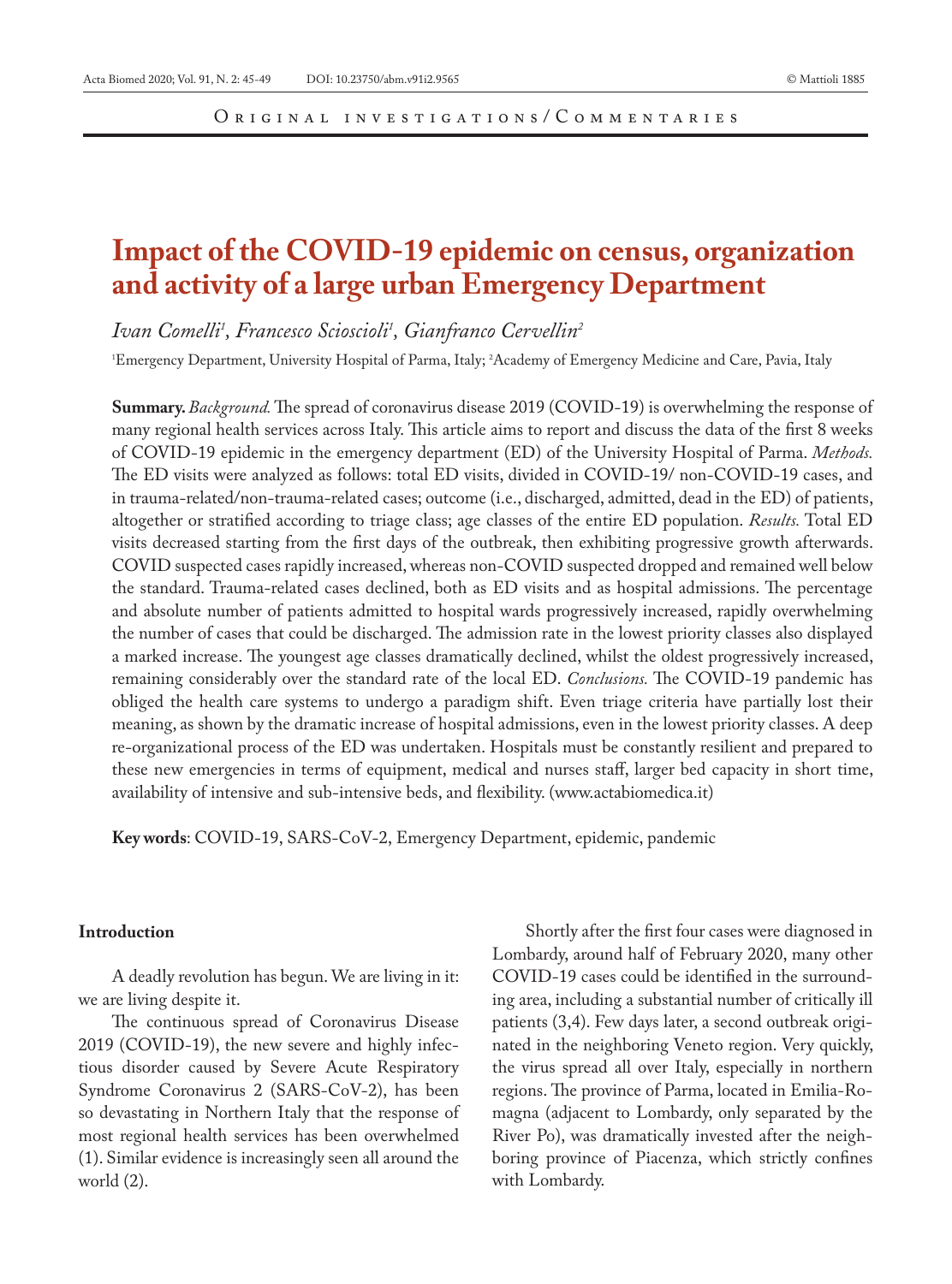Original investigations/Commentaries

# Impact of the COVID-19 epidemic on census, organization and activity of a large urban Emergency Department

*Ivan Comelli[1], Francesco Scioscioli[1], Gianfranco Cervellin[2]*

[1]Emergency Department, University Hospital of Parma, Italy; [2]Academy of Emergency Medicine and Care, Pavia, Italy

**Summary.** *Background.* The spread of coronavirus disease 2019 (COVID-19) is overwhelming the response of many regional health services across Italy. This article aims to report and discuss the data of the first 8 weeks of COVID-19 epidemic in the emergency department (ED) of the University Hospital of Parma. *Methods.* The ED visits were analyzed as follows: total ED visits, divided in COVID-19/ non-COVID-19 cases, and in trauma-related/non-trauma-related cases; outcome (i.e., discharged, admitted, dead in the ED) of patients, altogether or stratified according to triage class; age classes of the entire ED population. *Results.* Total ED visits decreased starting from the first days of the outbreak, then exhibiting progressive growth afterwards. COVID suspected cases rapidly increased, whereas non-COVID suspected dropped and remained well below the standard. Trauma-related cases declined, both as ED visits and as hospital admissions. The percentage and absolute number of patients admitted to hospital wards progressively increased, rapidly overwhelming the number of cases that could be discharged. The admission rate in the lowest priority classes also displayed a marked increase. The youngest age classes dramatically declined, whilst the oldest progressively increased, remaining considerably over the standard rate of the local ED. *Conclusions.* The COVID-19 pandemic has obliged the health care systems to undergo a paradigm shift. Even triage criteria have partially lost their meaning, as shown by the dramatic increase of hospital admissions, even in the lowest priority classes. A deep re-organizational process of the ED was undertaken. Hospitals must be constantly resilient and prepared to these new emergencies in terms of equipment, medical and nurses staff, larger bed capacity in short time, availability of intensive and sub-intensive beds, and flexibility. (www.actabiomedica.it)

**Key words**: COVID-19, SARS-CoV-2, Emergency Department, epidemic, pandemic

## Introduction

A deadly revolution has begun. We are living in it: we are living despite it.

The continuous spread of Coronavirus Disease 2019 (COVID-19), the new severe and highly infectious disorder caused by Severe Acute Respiratory Syndrome Coronavirus 2 (SARS-CoV-2), has been so devastating in Northern Italy that the response of most regional health services has been overwhelmed (1). Similar evidence is increasingly seen all around the world (2).

Shortly after the first four cases were diagnosed in Lombardy, around half of February 2020, many other COVID-19 cases could be identified in the surrounding area, including a substantial number of critically ill patients (3,4). Few days later, a second outbreak originated in the neighboring Veneto region. Very quickly, the virus spread all over Italy, especially in northern regions. The province of Parma, located in Emilia-Romagna (adjacent to Lombardy, only separated by the River Po), was dramatically invested after the neighboring province of Piacenza, which strictly confines with Lombardy.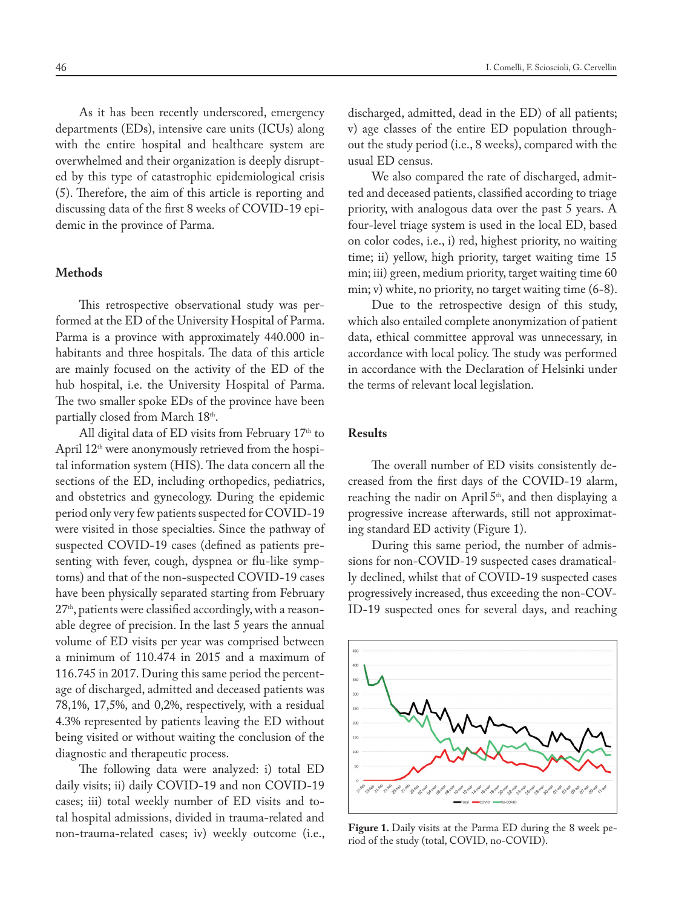As it has been recently underscored, emergency departments (EDs), intensive care units (ICUs) along with the entire hospital and healthcare system are overwhelmed and their organization is deeply disrupted by this type of catastrophic epidemiological crisis (5). Therefore, the aim of this article is reporting and discussing data of the first 8 weeks of COVID-19 epidemic in the province of Parma.

## Methods

This retrospective observational study was performed at the ED of the University Hospital of Parma. Parma is a province with approximately 440.000 inhabitants and three hospitals. The data of this article are mainly focused on the activity of the ED of the hub hospital, i.e. the University Hospital of Parma. The two smaller spoke EDs of the province have been partially closed from March 18th.

All digital data of ED visits from February 17th to April 12th were anonymously retrieved from the hospital information system (HIS). The data concern all the sections of the ED, including orthopedics, pediatrics, and obstetrics and gynecology. During the epidemic period only very few patients suspected for COVID-19 were visited in those specialties. Since the pathway of suspected COVID-19 cases (defined as patients presenting with fever, cough, dyspnea or flu-like symptoms) and that of the non-suspected COVID-19 cases have been physically separated starting from February 27th, patients were classified accordingly, with a reasonable degree of precision. In the last 5 years the annual volume of ED visits per year was comprised between a minimum of 110.474 in 2015 and a maximum of 116.745 in 2017. During this same period the percentage of discharged, admitted and deceased patients was 78,1%, 17,5%, and 0,2%, respectively, with a residual 4.3% represented by patients leaving the ED without being visited or without waiting the conclusion of the diagnostic and therapeutic process.

The following data were analyzed: i) total ED daily visits; ii) daily COVID-19 and non COVID-19 cases; iii) total weekly number of ED visits and total hospital admissions, divided in trauma-related and non-trauma-related cases; iv) weekly outcome (i.e., discharged, admitted, dead in the ED) of all patients; v) age classes of the entire ED population throughout the study period (i.e., 8 weeks), compared with the usual ED census.

We also compared the rate of discharged, admitted and deceased patients, classified according to triage priority, with analogous data over the past 5 years. A four-level triage system is used in the local ED, based on color codes, i.e., i) red, highest priority, no waiting time; ii) yellow, high priority, target waiting time 15 min; iii) green, medium priority, target waiting time 60 min; v) white, no priority, no target waiting time (6-8).

Due to the retrospective design of this study, which also entailed complete anonymization of patient data, ethical committee approval was unnecessary, in accordance with local policy. The study was performed in accordance with the Declaration of Helsinki under the terms of relevant local legislation.

## Results

The overall number of ED visits consistently decreased from the first days of the COVID-19 alarm, reaching the nadir on April 5th, and then displaying a progressive increase afterwards, still not approximating standard ED activity (Figure 1).

During this same period, the number of admissions for non-COVID-19 suspected cases dramatically declined, whilst that of COVID-19 suspected cases progressively increased, thus exceeding the non-COVID-19 suspected ones for several days, and reaching

**Figure 1.** Daily visits at the Parma ED during the 8 week period of the study (total, COVID, no-COVID).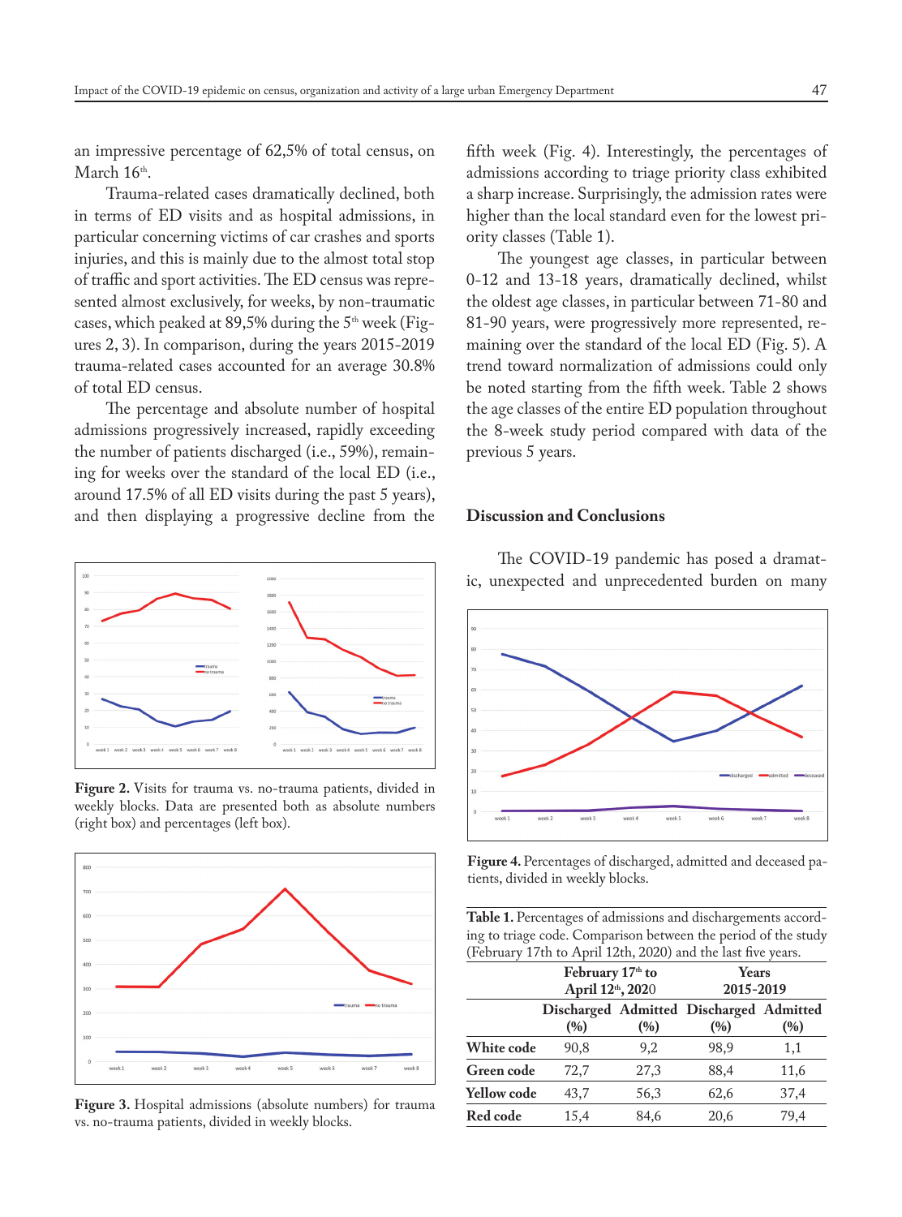an impressive percentage of 62,5% of total census, on March 16th.

Trauma-related cases dramatically declined, both in terms of ED visits and as hospital admissions, in particular concerning victims of car crashes and sports injuries, and this is mainly due to the almost total stop of traffic and sport activities. The ED census was represented almost exclusively, for weeks, by non-traumatic cases, which peaked at 89,5% during the 5th week (Figures 2, 3). In comparison, during the years 2015-2019 trauma-related cases accounted for an average 30.8% of total ED census.

The percentage and absolute number of hospital admissions progressively increased, rapidly exceeding the number of patients discharged (i.e., 59%), remaining for weeks over the standard of the local ED (i.e., around 17.5% of all ED visits during the past 5 years), and then displaying a progressive decline from the fifth week (Fig. 4). Interestingly, the percentages of admissions according to triage priority class exhibited a sharp increase. Surprisingly, the admission rates were higher than the local standard even for the lowest priority classes (Table 1).

The youngest age classes, in particular between 0-12 and 13-18 years, dramatically declined, whilst the oldest age classes, in particular between 71-80 and 81-90 years, were progressively more represented, remaining over the standard of the local ED (Fig. 5). A trend toward normalization of admissions could only be noted starting from the fifth week. Table 2 shows the age classes of the entire ED population throughout the 8-week study period compared with data of the previous 5 years.

**Figure 2.** Visits for trauma vs. no-trauma patients, divided in weekly blocks. Data are presented both as absolute numbers (right box) and percentages (left box).

**Figure 3.** Hospital admissions (absolute numbers) for trauma vs. no-trauma patients, divided in weekly blocks.

## Discussion and Conclusions

The COVID-19 pandemic has posed a dramatic, unexpected and unprecedented burden on many

**Figure 4.** Percentages of discharged, admitted and deceased patients, divided in weekly blocks.

**Table 1.** Percentages of admissions and dischargements according to triage code. Comparison between the period of the study (February 17th to April 12th, 2020) and the last five years.

| | February 17th to April 12th, 2020 | | Years 2015-2019 | |
|---|---|---|---|---|
| | Discharged (%) | Admitted (%) | Discharged (%) | Admitted (%) |
| **White code** | 90,8 | 9,2 | 98,9 | 1,1 |
| **Green code** | 72,7 | 27,3 | 88,4 | 11,6 |
| **Yellow code** | 43,7 | 56,3 | 62,6 | 37,4 |
| **Red code** | 15,4 | 84,6 | 20,6 | 79,4 |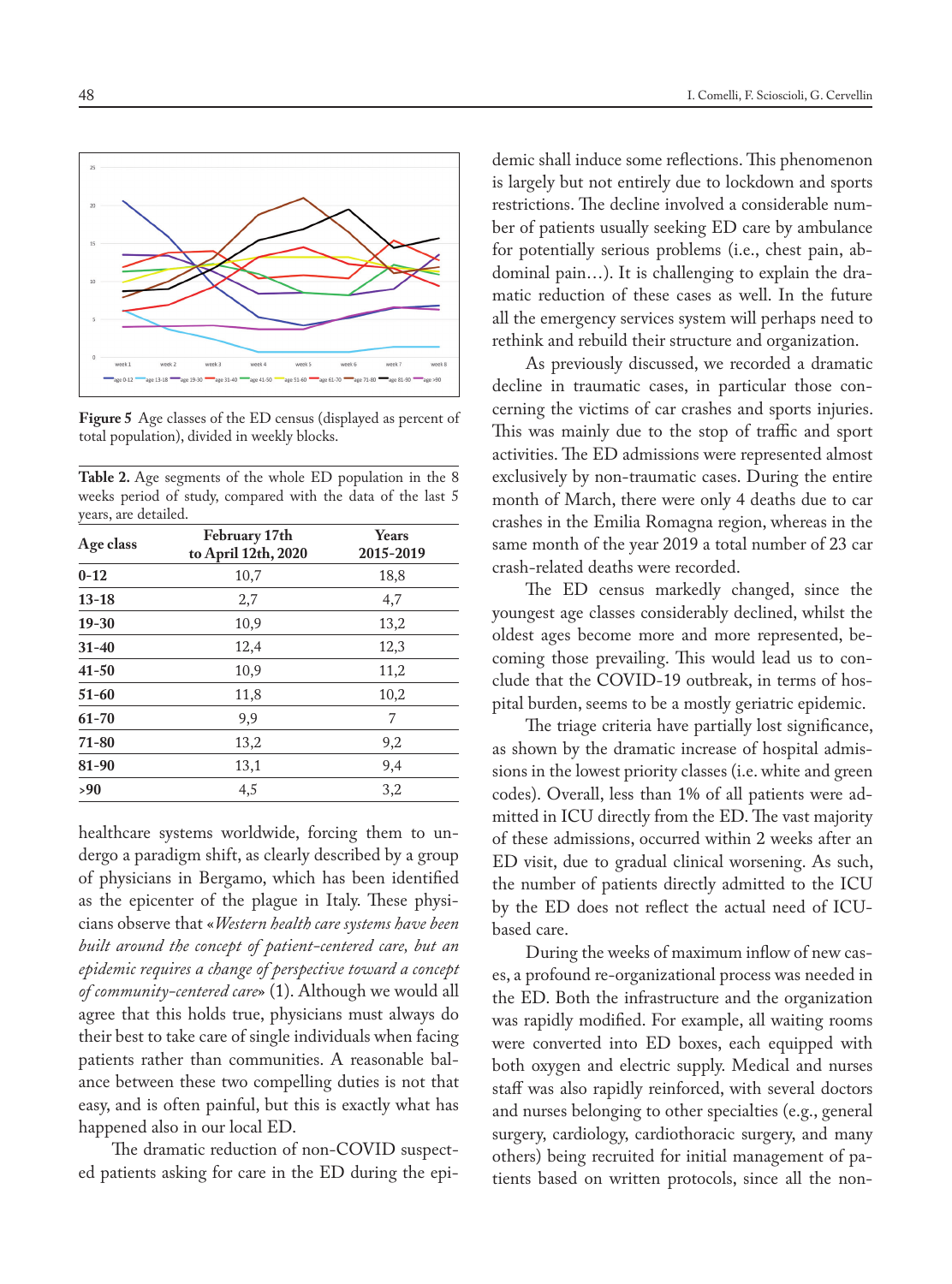**Figure 5** Age classes of the ED census (displayed as percent of total population), divided in weekly blocks.

**Table 2.** Age segments of the whole ED population in the 8 weeks period of study, compared with the data of the last 5 years, are detailed.

| Age class | February 17th to April 12th, 2020 | Years 2015-2019 |
|---|---|---|
| **0-12** | 10,7 | 18,8 |
| **13-18** | 2,7 | 4,7 |
| **19-30** | 10,9 | 13,2 |
| **31-40** | 12,4 | 12,3 |
| **41-50** | 10,9 | 11,2 |
| **51-60** | 11,8 | 10,2 |
| **61-70** | 9,9 | 7 |
| **71-80** | 13,2 | 9,2 |
| **81-90** | 13,1 | 9,4 |
| **>90** | 4,5 | 3,2 |

healthcare systems worldwide, forcing them to undergo a paradigm shift, as clearly described by a group of physicians in Bergamo, which has been identified as the epicenter of the plague in Italy. These physicians observe that «*Western health care systems have been built around the concept of patient-centered care, but an epidemic requires a change of perspective toward a concept of community-centered care*» (1). Although we would all agree that this holds true, physicians must always do their best to take care of single individuals when facing patients rather than communities. A reasonable balance between these two compelling duties is not that easy, and is often painful, but this is exactly what has happened also in our local ED.

The dramatic reduction of non-COVID suspected patients asking for care in the ED during the epidemic shall induce some reflections. This phenomenon is largely but not entirely due to lockdown and sports restrictions. The decline involved a considerable number of patients usually seeking ED care by ambulance for potentially serious problems (i.e., chest pain, abdominal pain…). It is challenging to explain the dramatic reduction of these cases as well. In the future all the emergency services system will perhaps need to rethink and rebuild their structure and organization.

As previously discussed, we recorded a dramatic decline in traumatic cases, in particular those concerning the victims of car crashes and sports injuries. This was mainly due to the stop of traffic and sport activities. The ED admissions were represented almost exclusively by non-traumatic cases. During the entire month of March, there were only 4 deaths due to car crashes in the Emilia Romagna region, whereas in the same month of the year 2019 a total number of 23 car crash-related deaths were recorded.

The ED census markedly changed, since the youngest age classes considerably declined, whilst the oldest ages become more and more represented, becoming those prevailing. This would lead us to conclude that the COVID-19 outbreak, in terms of hospital burden, seems to be a mostly geriatric epidemic.

The triage criteria have partially lost significance, as shown by the dramatic increase of hospital admissions in the lowest priority classes (i.e. white and green codes). Overall, less than 1% of all patients were admitted in ICU directly from the ED. The vast majority of these admissions, occurred within 2 weeks after an ED visit, due to gradual clinical worsening. As such, the number of patients directly admitted to the ICU by the ED does not reflect the actual need of ICU-based care.

During the weeks of maximum inflow of new cases, a profound re-organizational process was needed in the ED. Both the infrastructure and the organization was rapidly modified. For example, all waiting rooms were converted into ED boxes, each equipped with both oxygen and electric supply. Medical and nurses staff was also rapidly reinforced, with several doctors and nurses belonging to other specialties (e.g., general surgery, cardiology, cardiothoracic surgery, and many others) being recruited for initial management of patients based on written protocols, since all the non-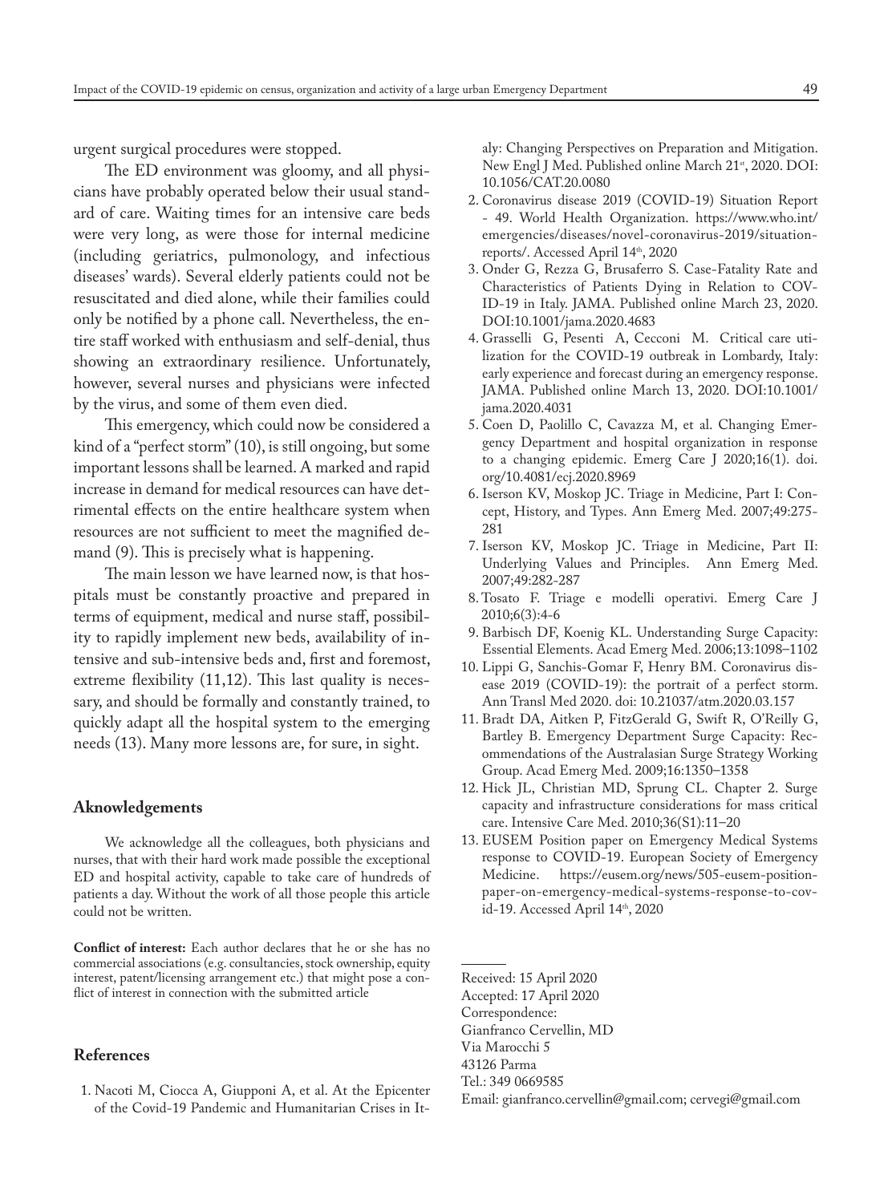urgent surgical procedures were stopped.

The ED environment was gloomy, and all physicians have probably operated below their usual standard of care. Waiting times for an intensive care beds were very long, as were those for internal medicine (including geriatrics, pulmonology, and infectious diseases' wards). Several elderly patients could not be resuscitated and died alone, while their families could only be notified by a phone call. Nevertheless, the entire staff worked with enthusiasm and self-denial, thus showing an extraordinary resilience. Unfortunately, however, several nurses and physicians were infected by the virus, and some of them even died.

This emergency, which could now be considered a kind of a "perfect storm" (10), is still ongoing, but some important lessons shall be learned. A marked and rapid increase in demand for medical resources can have detrimental effects on the entire healthcare system when resources are not sufficient to meet the magnified demand (9). This is precisely what is happening.

The main lesson we have learned now, is that hospitals must be constantly proactive and prepared in terms of equipment, medical and nurse staff, possibility to rapidly implement new beds, availability of intensive and sub-intensive beds and, first and foremost, extreme flexibility (11,12). This last quality is necessary, and should be formally and constantly trained, to quickly adapt all the hospital system to the emerging needs (13). Many more lessons are, for sure, in sight.

## Aknowledgements

We acknowledge all the colleagues, both physicians and nurses, that with their hard work made possible the exceptional ED and hospital activity, capable to take care of hundreds of patients a day. Without the work of all those people this article could not be written.

**Conflict of interest:** Each author declares that he or she has no commercial associations (e.g. consultancies, stock ownership, equity interest, patent/licensing arrangement etc.) that might pose a conflict of interest in connection with the submitted article

## References

1. Nacoti M, Ciocca A, Giupponi A, et al. At the Epicenter of the Covid-19 Pandemic and Humanitarian Crises in Italy: Changing Perspectives on Preparation and Mitigation. New Engl J Med. Published online March 21st, 2020. DOI: 10.1056/CAT.20.0080
2. Coronavirus disease 2019 (COVID-19) Situation Report - 49. World Health Organization. https://www.who.int/emergencies/diseases/novel-coronavirus-2019/situation-reports/. Accessed April 14th, 2020
3. Onder G, Rezza G, Brusaferro S. Case-Fatality Rate and Characteristics of Patients Dying in Relation to COVID-19 in Italy. JAMA. Published online March 23, 2020. DOI:10.1001/jama.2020.4683
4. Grasselli G, Pesenti A, Cecconi M. Critical care utilization for the COVID-19 outbreak in Lombardy, Italy: early experience and forecast during an emergency response. JAMA. Published online March 13, 2020. DOI:10.1001/jama.2020.4031
5. Coen D, Paolillo C, Cavazza M, et al. Changing Emergency Department and hospital organization in response to a changing epidemic. Emerg Care J 2020;16(1). doi.org/10.4081/ecj.2020.8969
6. Iserson KV, Moskop JC. Triage in Medicine, Part I: Concept, History, and Types. Ann Emerg Med. 2007;49:275-281
7. Iserson KV, Moskop JC. Triage in Medicine, Part II: Underlying Values and Principles. Ann Emerg Med. 2007;49:282-287
8. Tosato F. Triage e modelli operativi. Emerg Care J 2010;6(3):4-6
9. Barbisch DF, Koenig KL. Understanding Surge Capacity: Essential Elements. Acad Emerg Med. 2006;13:1098–1102
10. Lippi G, Sanchis-Gomar F, Henry BM. Coronavirus disease 2019 (COVID-19): the portrait of a perfect storm. Ann Transl Med 2020. doi: 10.21037/atm.2020.03.157
11. Bradt DA, Aitken P, FitzGerald G, Swift R, O'Reilly G, Bartley B. Emergency Department Surge Capacity: Recommendations of the Australasian Surge Strategy Working Group. Acad Emerg Med. 2009;16:1350–1358
12. Hick JL, Christian MD, Sprung CL. Chapter 2. Surge capacity and infrastructure considerations for mass critical care. Intensive Care Med. 2010;36(S1):11–20
13. EUSEM Position paper on Emergency Medical Systems response to COVID-19. European Society of Emergency Medicine. https://eusem.org/news/505-eusem-position-paper-on-emergency-medical-systems-response-to-covid-19. Accessed April 14th, 2020

Received: 15 April 2020
Accepted: 17 April 2020
Correspondence:
Gianfranco Cervellin, MD
Via Marocchi 5
43126 Parma
Tel.: 349 0669585
Email: gianfranco.cervellin@gmail.com; cervegi@gmail.com